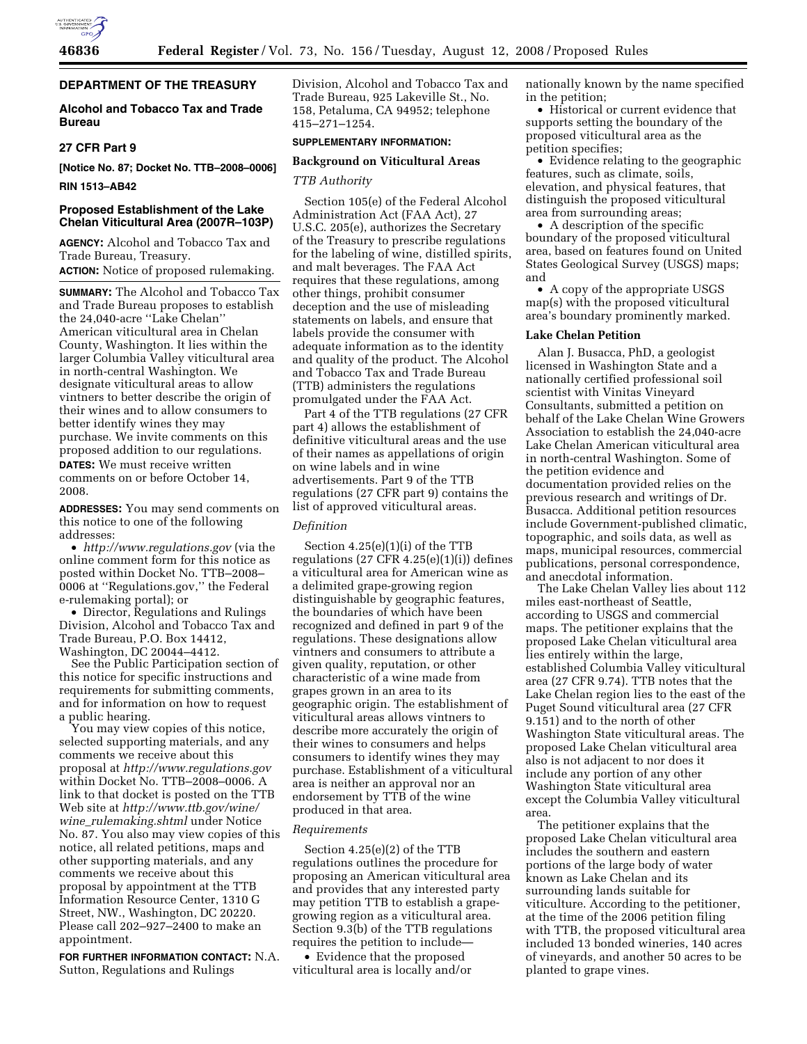## DEPARTMENT OF THE TREASURY

### Alcohol and Tobacco Tax and Trade Bureau

### 27 CFR Part 9

**[Notice No. 87; Docket No. TTB–2008–0006]**

**RIN 1513–AB42**

### Proposed Establishment of the Lake Chelan Viticultural Area (2007R–103P)

**AGENCY:** Alcohol and Tobacco Tax and Trade Bureau, Treasury.

**ACTION:** Notice of proposed rulemaking.

**SUMMARY:** The Alcohol and Tobacco Tax and Trade Bureau proposes to establish the 24,040-acre ''Lake Chelan'' American viticultural area in Chelan County, Washington. It lies within the larger Columbia Valley viticultural area in north-central Washington. We designate viticultural areas to allow vintners to better describe the origin of their wines and to allow consumers to better identify wines they may purchase. We invite comments on this proposed addition to our regulations.

**DATES:** We must receive written comments on or before October 14, 2008.

**ADDRESSES:** You may send comments on this notice to one of the following addresses:

• *http://www.regulations.gov* (via the online comment form for this notice as posted within Docket No. TTB–2008–0006 at ''Regulations.gov,'' the Federal e-rulemaking portal); or

• Director, Regulations and Rulings Division, Alcohol and Tobacco Tax and Trade Bureau, P.O. Box 14412, Washington, DC 20044–4412.

See the Public Participation section of this notice for specific instructions and requirements for submitting comments, and for information on how to request a public hearing.

You may view copies of this notice, selected supporting materials, and any comments we receive about this proposal at *http://www.regulations.gov* within Docket No. TTB–2008–0006. A link to that docket is posted on the TTB Web site at *http://www.ttb.gov/wine/wine_rulemaking.shtml* under Notice No. 87. You also may view copies of this notice, all related petitions, maps and other supporting materials, and any comments we receive about this proposal by appointment at the TTB Information Resource Center, 1310 G Street, NW., Washington, DC 20220. Please call 202–927–2400 to make an appointment.

**FOR FURTHER INFORMATION CONTACT:** N.A. Sutton, Regulations and Rulings Division, Alcohol and Tobacco Tax and Trade Bureau, 925 Lakeville St., No. 158, Petaluma, CA 94952; telephone 415–271–1254.

**SUPPLEMENTARY INFORMATION:**

**Background on Viticultural Areas**

*TTB Authority*

Section 105(e) of the Federal Alcohol Administration Act (FAA Act), 27 U.S.C. 205(e), authorizes the Secretary of the Treasury to prescribe regulations for the labeling of wine, distilled spirits, and malt beverages. The FAA Act requires that these regulations, among other things, prohibit consumer deception and the use of misleading statements on labels, and ensure that labels provide the consumer with adequate information as to the identity and quality of the product. The Alcohol and Tobacco Tax and Trade Bureau (TTB) administers the regulations promulgated under the FAA Act.

Part 4 of the TTB regulations (27 CFR part 4) allows the establishment of definitive viticultural areas and the use of their names as appellations of origin on wine labels and in wine advertisements. Part 9 of the TTB regulations (27 CFR part 9) contains the list of approved viticultural areas.

*Definition*

Section 4.25(e)(1)(i) of the TTB regulations (27 CFR 4.25(e)(1)(i)) defines a viticultural area for American wine as a delimited grape-growing region distinguishable by geographic features, the boundaries of which have been recognized and defined in part 9 of the regulations. These designations allow vintners and consumers to attribute a given quality, reputation, or other characteristic of a wine made from grapes grown in an area to its geographic origin. The establishment of viticultural areas allows vintners to describe more accurately the origin of their wines to consumers and helps consumers to identify wines they may purchase. Establishment of a viticultural area is neither an approval nor an endorsement by TTB of the wine produced in that area.

*Requirements*

Section 4.25(e)(2) of the TTB regulations outlines the procedure for proposing an American viticultural area and provides that any interested party may petition TTB to establish a grape-growing region as a viticultural area. Section 9.3(b) of the TTB regulations requires the petition to include—

• Evidence that the proposed viticultural area is locally and/or nationally known by the name specified in the petition;

• Historical or current evidence that supports setting the boundary of the proposed viticultural area as the petition specifies;

• Evidence relating to the geographic features, such as climate, soils, elevation, and physical features, that distinguish the proposed viticultural area from surrounding areas;

• A description of the specific boundary of the proposed viticultural area, based on features found on United States Geological Survey (USGS) maps; and

• A copy of the appropriate USGS map(s) with the proposed viticultural area's boundary prominently marked.

**Lake Chelan Petition**

Alan J. Busacca, PhD, a geologist licensed in Washington State and a nationally certified professional soil scientist with Vinitas Vineyard Consultants, submitted a petition on behalf of the Lake Chelan Wine Growers Association to establish the 24,040-acre Lake Chelan American viticultural area in north-central Washington. Some of the petition evidence and documentation provided relies on the previous research and writings of Dr. Busacca. Additional petition resources include Government-published climatic, topographic, and soils data, as well as maps, municipal resources, commercial publications, personal correspondence, and anecdotal information.

The Lake Chelan Valley lies about 112 miles east-northeast of Seattle, according to USGS and commercial maps. The petitioner explains that the proposed Lake Chelan viticultural area lies entirely within the large, established Columbia Valley viticultural area (27 CFR 9.74). TTB notes that the Lake Chelan region lies to the east of the Puget Sound viticultural area (27 CFR 9.151) and to the north of other Washington State viticultural areas. The proposed Lake Chelan viticultural area also is not adjacent to nor does it include any portion of any other Washington State viticultural area except the Columbia Valley viticultural area.

The petitioner explains that the proposed Lake Chelan viticultural area includes the southern and eastern portions of the large body of water known as Lake Chelan and its surrounding lands suitable for viticulture. According to the petitioner, at the time of the 2006 petition filing with TTB, the proposed viticultural area included 13 bonded wineries, 140 acres of vineyards, and another 50 acres to be planted to grape vines.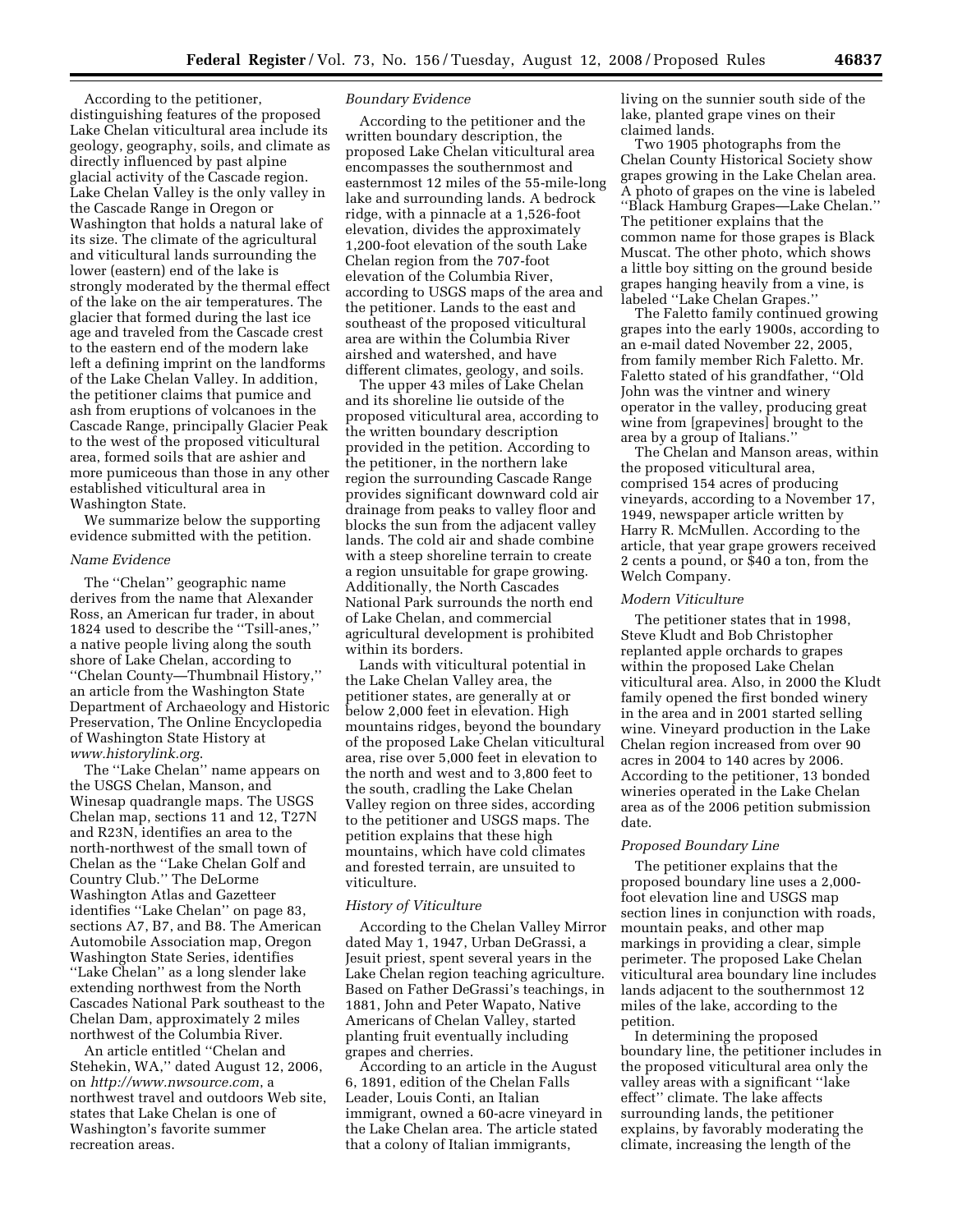According to the petitioner, distinguishing features of the proposed Lake Chelan viticultural area include its geology, geography, soils, and climate as directly influenced by past alpine glacial activity of the Cascade region. Lake Chelan Valley is the only valley in the Cascade Range in Oregon or Washington that holds a natural lake of its size. The climate of the agricultural and viticultural lands surrounding the lower (eastern) end of the lake is strongly moderated by the thermal effect of the lake on the air temperatures. The glacier that formed during the last ice age and traveled from the Cascade crest to the eastern end of the modern lake left a defining imprint on the landforms of the Lake Chelan Valley. In addition, the petitioner claims that pumice and ash from eruptions of volcanoes in the Cascade Range, principally Glacier Peak to the west of the proposed viticultural area, formed soils that are ashier and more pumiceous than those in any other established viticultural area in Washington State.

We summarize below the supporting evidence submitted with the petition.

*Name Evidence*

The ''Chelan'' geographic name derives from the name that Alexander Ross, an American fur trader, in about 1824 used to describe the ''Tsill-anes,'' a native people living along the south shore of Lake Chelan, according to ''Chelan County—Thumbnail History,'' an article from the Washington State Department of Archaeology and Historic Preservation, The Online Encyclopedia of Washington State History at *www.historylink.org.*

The ''Lake Chelan'' name appears on the USGS Chelan, Manson, and Winesap quadrangle maps. The USGS Chelan map, sections 11 and 12, T27N and R23N, identifies an area to the north-northwest of the small town of Chelan as the ''Lake Chelan Golf and Country Club.'' The DeLorme Washington Atlas and Gazetteer identifies ''Lake Chelan'' on page 83, sections A7, B7, and B8. The American Automobile Association map, Oregon Washington State Series, identifies ''Lake Chelan'' as a long slender lake extending northwest from the North Cascades National Park southeast to the Chelan Dam, approximately 2 miles northwest of the Columbia River.

An article entitled ''Chelan and Stehekin, WA,'' dated August 12, 2006, on *http://www.nwsource.com*, a northwest travel and outdoors Web site, states that Lake Chelan is one of Washington's favorite summer recreation areas.

*Boundary Evidence*

According to the petitioner and the written boundary description, the proposed Lake Chelan viticultural area encompasses the southernmost and easternmost 12 miles of the 55-mile-long lake and surrounding lands. A bedrock ridge, with a pinnacle at a 1,526-foot elevation, divides the approximately 1,200-foot elevation of the south Lake Chelan region from the 707-foot elevation of the Columbia River, according to USGS maps of the area and the petitioner. Lands to the east and southeast of the proposed viticultural area are within the Columbia River airshed and watershed, and have different climates, geology, and soils.

The upper 43 miles of Lake Chelan and its shoreline lie outside of the proposed viticultural area, according to the written boundary description provided in the petition. According to the petitioner, in the northern lake region the surrounding Cascade Range provides significant downward cold air drainage from peaks to valley floor and blocks the sun from the adjacent valley lands. The cold air and shade combine with a steep shoreline terrain to create a region unsuitable for grape growing. Additionally, the North Cascades National Park surrounds the north end of Lake Chelan, and commercial agricultural development is prohibited within its borders.

Lands with viticultural potential in the Lake Chelan Valley area, the petitioner states, are generally at or below 2,000 feet in elevation. High mountains ridges, beyond the boundary of the proposed Lake Chelan viticultural area, rise over 5,000 feet in elevation to the north and west and to 3,800 feet to the south, cradling the Lake Chelan Valley region on three sides, according to the petitioner and USGS maps. The petition explains that these high mountains, which have cold climates and forested terrain, are unsuited to viticulture.

*History of Viticulture*

According to the Chelan Valley Mirror dated May 1, 1947, Urban DeGrassi, a Jesuit priest, spent several years in the Lake Chelan region teaching agriculture. Based on Father DeGrassi's teachings, in 1881, John and Peter Wapato, Native Americans of Chelan Valley, started planting fruit eventually including grapes and cherries.

According to an article in the August 6, 1891, edition of the Chelan Falls Leader, Louis Conti, an Italian immigrant, owned a 60-acre vineyard in the Lake Chelan area. The article stated that a colony of Italian immigrants, living on the sunnier south side of the lake, planted grape vines on their claimed lands.

Two 1905 photographs from the Chelan County Historical Society show grapes growing in the Lake Chelan area. A photo of grapes on the vine is labeled ''Black Hamburg Grapes—Lake Chelan.'' The petitioner explains that the common name for those grapes is Black Muscat. The other photo, which shows a little boy sitting on the ground beside grapes hanging heavily from a vine, is labeled ''Lake Chelan Grapes.''

The Faletto family continued growing grapes into the early 1900s, according to an e-mail dated November 22, 2005, from family member Rich Faletto. Mr. Faletto stated of his grandfather, ''Old John was the vintner and winery operator in the valley, producing great wine from [grapevines] brought to the area by a group of Italians.''

The Chelan and Manson areas, within the proposed viticultural area, comprised 154 acres of producing vineyards, according to a November 17, 1949, newspaper article written by Harry R. McMullen. According to the article, that year grape growers received 2 cents a pound, or $40 a ton, from the Welch Company.

*Modern Viticulture*

The petitioner states that in 1998, Steve Kludt and Bob Christopher replanted apple orchards to grapes within the proposed Lake Chelan viticultural area. Also, in 2000 the Kludt family opened the first bonded winery in the area and in 2001 started selling wine. Vineyard production in the Lake Chelan region increased from over 90 acres in 2004 to 140 acres by 2006. According to the petitioner, 13 bonded wineries operated in the Lake Chelan area as of the 2006 petition submission date.

*Proposed Boundary Line*

The petitioner explains that the proposed boundary line uses a 2,000-foot elevation line and USGS map section lines in conjunction with roads, mountain peaks, and other map markings in providing a clear, simple perimeter. The proposed Lake Chelan viticultural area boundary line includes lands adjacent to the southernmost 12 miles of the lake, according to the petition.

In determining the proposed boundary line, the petitioner includes in the proposed viticultural area only the valley areas with a significant ''lake effect'' climate. The lake affects surrounding lands, the petitioner explains, by favorably moderating the climate, increasing the length of the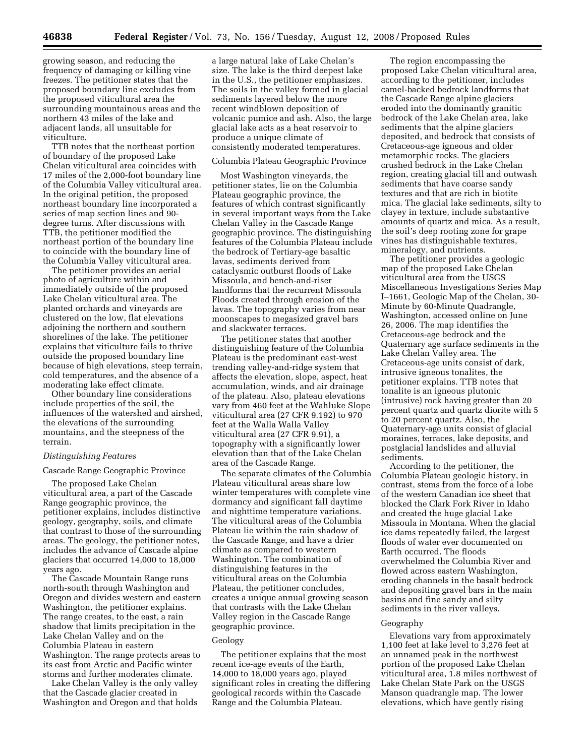growing season, and reducing the frequency of damaging or killing vine freezes. The petitioner states that the proposed boundary line excludes from the proposed viticultural area the surrounding mountainous areas and the northern 43 miles of the lake and adjacent lands, all unsuitable for viticulture.

TTB notes that the northeast portion of boundary of the proposed Lake Chelan viticultural area coincides with 17 miles of the 2,000-foot boundary line of the Columbia Valley viticultural area. In the original petition, the proposed northeast boundary line incorporated a series of map section lines and 90-degree turns. After discussions with TTB, the petitioner modified the northeast portion of the boundary line to coincide with the boundary line of the Columbia Valley viticultural area.

The petitioner provides an aerial photo of agriculture within and immediately outside of the proposed Lake Chelan viticultural area. The planted orchards and vineyards are clustered on the low, flat elevations adjoining the northern and southern shorelines of the lake. The petitioner explains that viticulture fails to thrive outside the proposed boundary line because of high elevations, steep terrain, cold temperatures, and the absence of a moderating lake effect climate.

Other boundary line considerations include properties of the soil, the influences of the watershed and airshed, the elevations of the surrounding mountains, and the steepness of the terrain.

*Distinguishing Features*

Cascade Range Geographic Province

The proposed Lake Chelan viticultural area, a part of the Cascade Range geographic province, the petitioner explains, includes distinctive geology, geography, soils, and climate that contrast to those of the surrounding areas. The geology, the petitioner notes, includes the advance of Cascade alpine glaciers that occurred 14,000 to 18,000 years ago.

The Cascade Mountain Range runs north-south through Washington and Oregon and divides western and eastern Washington, the petitioner explains. The range creates, to the east, a rain shadow that limits precipitation in the Lake Chelan Valley and on the Columbia Plateau in eastern Washington. The range protects areas to its east from Arctic and Pacific winter storms and further moderates climate.

Lake Chelan Valley is the only valley that the Cascade glacier created in Washington and Oregon and that holds a large natural lake of Lake Chelan's size. The lake is the third deepest lake in the U.S., the petitioner emphasizes. The soils in the valley formed in glacial sediments layered below the more recent windblown deposition of volcanic pumice and ash. Also, the large glacial lake acts as a heat reservoir to produce a unique climate of consistently moderated temperatures.

Columbia Plateau Geographic Province

Most Washington vineyards, the petitioner states, lie on the Columbia Plateau geographic province, the features of which contrast significantly in several important ways from the Lake Chelan Valley in the Cascade Range geographic province. The distinguishing features of the Columbia Plateau include the bedrock of Tertiary-age basaltic lavas, sediments derived from cataclysmic outburst floods of Lake Missoula, and bench-and-riser landforms that the recurrent Missoula Floods created through erosion of the lavas. The topography varies from near moonscapes to megasized gravel bars and slackwater terraces.

The petitioner states that another distinguishing feature of the Columbia Plateau is the predominant east-west trending valley-and-ridge system that affects the elevation, slope, aspect, heat accumulation, winds, and air drainage of the plateau. Also, plateau elevations vary from 460 feet at the Wahluke Slope viticultural area (27 CFR 9.192) to 970 feet at the Walla Walla Valley viticultural area (27 CFR 9.91), a topography with a significantly lower elevation than that of the Lake Chelan area of the Cascade Range.

The separate climates of the Columbia Plateau viticultural areas share low winter temperatures with complete vine dormancy and significant fall daytime and nighttime temperature variations. The viticultural areas of the Columbia Plateau lie within the rain shadow of the Cascade Range, and have a drier climate as compared to western Washington. The combination of distinguishing features in the viticultural areas on the Columbia Plateau, the petitioner concludes, creates a unique annual growing season that contrasts with the Lake Chelan Valley region in the Cascade Range geographic province.

Geology

The petitioner explains that the most recent ice-age events of the Earth, 14,000 to 18,000 years ago, played significant roles in creating the differing geological records within the Cascade Range and the Columbia Plateau.

The region encompassing the proposed Lake Chelan viticultural area, according to the petitioner, includes camel-backed bedrock landforms that the Cascade Range alpine glaciers eroded into the dominantly granitic bedrock of the Lake Chelan area, lake sediments that the alpine glaciers deposited, and bedrock that consists of Cretaceous-age igneous and older metamorphic rocks. The glaciers crushed bedrock in the Lake Chelan region, creating glacial till and outwash sediments that have coarse sandy textures and that are rich in biotite mica. The glacial lake sediments, silty to clayey in texture, include substantive amounts of quartz and mica. As a result, the soil's deep rooting zone for grape vines has distinguishable textures, mineralogy, and nutrients.

The petitioner provides a geologic map of the proposed Lake Chelan viticultural area from the USGS Miscellaneous Investigations Series Map I–1661, Geologic Map of the Chelan, 30-Minute by 60-Minute Quadrangle, Washington, accessed online on June 26, 2006. The map identifies the Cretaceous-age bedrock and the Quaternary age surface sediments in the Lake Chelan Valley area. The Cretaceous-age units consist of dark, intrusive igneous tonalites, the petitioner explains. TTB notes that tonalite is an igneous plutonic (intrusive) rock having greater than 20 percent quartz and quartz diorite with 5 to 20 percent quartz. Also, the Quaternary-age units consist of glacial moraines, terraces, lake deposits, and postglacial landslides and alluvial sediments.

According to the petitioner, the Columbia Plateau geologic history, in contrast, stems from the force of a lobe of the western Canadian ice sheet that blocked the Clark Fork River in Idaho and created the huge glacial Lake Missoula in Montana. When the glacial ice dams repeatedly failed, the largest floods of water ever documented on Earth occurred. The floods overwhelmed the Columbia River and flowed across eastern Washington, eroding channels in the basalt bedrock and depositing gravel bars in the main basins and fine sandy and silty sediments in the river valleys.

Geography

Elevations vary from approximately 1,100 feet at lake level to 3,276 feet at an unnamed peak in the northwest portion of the proposed Lake Chelan viticultural area, 1.8 miles northwest of Lake Chelan State Park on the USGS Manson quadrangle map. The lower elevations, which have gently rising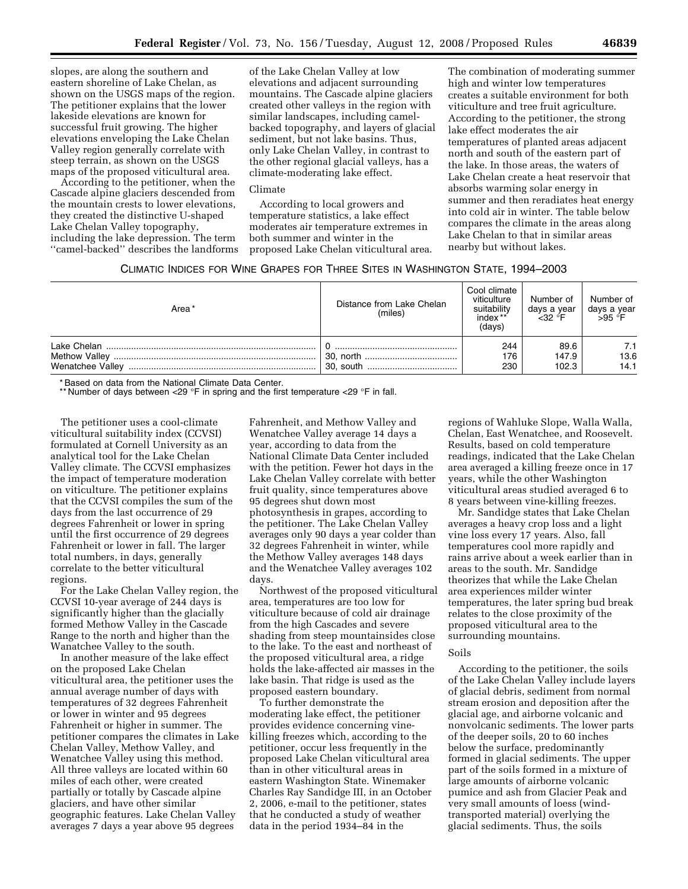slopes, are along the southern and eastern shoreline of Lake Chelan, as shown on the USGS maps of the region. The petitioner explains that the lower lakeside elevations are known for successful fruit growing. The higher elevations enveloping the Lake Chelan Valley region generally correlate with steep terrain, as shown on the USGS maps of the proposed viticultural area.

According to the petitioner, when the Cascade alpine glaciers descended from the mountain crests to lower elevations, they created the distinctive U-shaped Lake Chelan Valley topography, including the lake depression. The term ''camel-backed'' describes the landforms of the Lake Chelan Valley at low elevations and adjacent surrounding mountains. The Cascade alpine glaciers created other valleys in the region with similar landscapes, including camel-backed topography, and layers of glacial sediment, but not lake basins. Thus, only Lake Chelan Valley, in contrast to the other regional glacial valleys, has a climate-moderating lake effect.

Climate

According to local growers and temperature statistics, a lake effect moderates air temperature extremes in both summer and winter in the proposed Lake Chelan viticultural area. The combination of moderating summer high and winter low temperatures creates a suitable environment for both viticulture and tree fruit agriculture. According to the petitioner, the strong lake effect moderates the air temperatures of planted areas adjacent north and south of the eastern part of the lake. In those areas, the waters of Lake Chelan create a heat reservoir that absorbs warming solar energy in summer and then reradiates heat energy into cold air in winter. The table below compares the climate in the areas along Lake Chelan to that in similar areas nearby but without lakes.

CLIMATIC INDICES FOR WINE GRAPES FOR THREE SITES IN WASHINGTON STATE, 1994–2003

| Area* | Distance from Lake Chelan (miles) | Cool climate viticulture suitability index** (days) | Number of days a year <32 °F | Number of days a year >95 °F |
|---|---|---|---|---|
| Lake Chelan | 0 | 244 | 89.6 | 7.1 |
| Methow Valley | 30, north | 176 | 147.9 | 13.6 |
| Wenatchee Valley | 30, south | 230 | 102.3 | 14.1 |

\* Based on data from the National Climate Data Center.

\*\* Number of days between <29 °F in spring and the first temperature <29 °F in fall.

The petitioner uses a cool-climate viticultural suitability index (CCVSI) formulated at Cornell University as an analytical tool for the Lake Chelan Valley climate. The CCVSI emphasizes the impact of temperature moderation on viticulture. The petitioner explains that the CCVSI compiles the sum of the days from the last occurrence of 29 degrees Fahrenheit or lower in spring until the first occurrence of 29 degrees Fahrenheit or lower in fall. The larger total numbers, in days, generally correlate to the better viticultural regions.

For the Lake Chelan Valley region, the CCVSI 10-year average of 244 days is significantly higher than the glacially formed Methow Valley in the Cascade Range to the north and higher than the Wanatchee Valley to the south.

In another measure of the lake effect on the proposed Lake Chelan viticultural area, the petitioner uses the annual average number of days with temperatures of 32 degrees Fahrenheit or lower in winter and 95 degrees Fahrenheit or higher in summer. The petitioner compares the climates in Lake Chelan Valley, Methow Valley, and Wenatchee Valley using this method. All three valleys are located within 60 miles of each other, were created partially or totally by Cascade alpine glaciers, and have other similar geographic features. Lake Chelan Valley averages 7 days a year above 95 degrees Fahrenheit, and Methow Valley and Wenatchee Valley average 14 days a year, according to data from the National Climate Data Center included with the petition. Fewer hot days in the Lake Chelan Valley correlate with better fruit quality, since temperatures above 95 degrees shut down most photosynthesis in grapes, according to the petitioner. The Lake Chelan Valley averages only 90 days a year colder than 32 degrees Fahrenheit in winter, while the Methow Valley averages 148 days and the Wenatchee Valley averages 102 days.

Northwest of the proposed viticultural area, temperatures are too low for viticulture because of cold air drainage from the high Cascades and severe shading from steep mountainsides close to the lake. To the east and northeast of the proposed viticultural area, a ridge holds the lake-affected air masses in the lake basin. That ridge is used as the proposed eastern boundary.

To further demonstrate the moderating lake effect, the petitioner provides evidence concerning vine-killing freezes which, according to the petitioner, occur less frequently in the proposed Lake Chelan viticultural area than in other viticultural areas in eastern Washington State. Winemaker Charles Ray Sandidge III, in an October 2, 2006, e-mail to the petitioner, states that he conducted a study of weather data in the period 1934–84 in the regions of Wahluke Slope, Walla Walla, Chelan, East Wenatchee, and Roosevelt. Results, based on cold temperature readings, indicated that the Lake Chelan area averaged a killing freeze once in 17 years, while the other Washington viticultural areas studied averaged 6 to 8 years between vine-killing freezes.

Mr. Sandidge states that Lake Chelan averages a heavy crop loss and a light vine loss every 17 years. Also, fall temperatures cool more rapidly and rains arrive about a week earlier than in areas to the south. Mr. Sandidge theorizes that while the Lake Chelan area experiences milder winter temperatures, the later spring bud break relates to the close proximity of the proposed viticultural area to the surrounding mountains.

Soils

According to the petitioner, the soils of the Lake Chelan Valley include layers of glacial debris, sediment from normal stream erosion and deposition after the glacial age, and airborne volcanic and nonvolcanic sediments. The lower parts of the deeper soils, 20 to 60 inches below the surface, predominantly formed in glacial sediments. The upper part of the soils formed in a mixture of large amounts of airborne volcanic pumice and ash from Glacier Peak and very small amounts of loess (wind-transported material) overlying the glacial sediments. Thus, the soils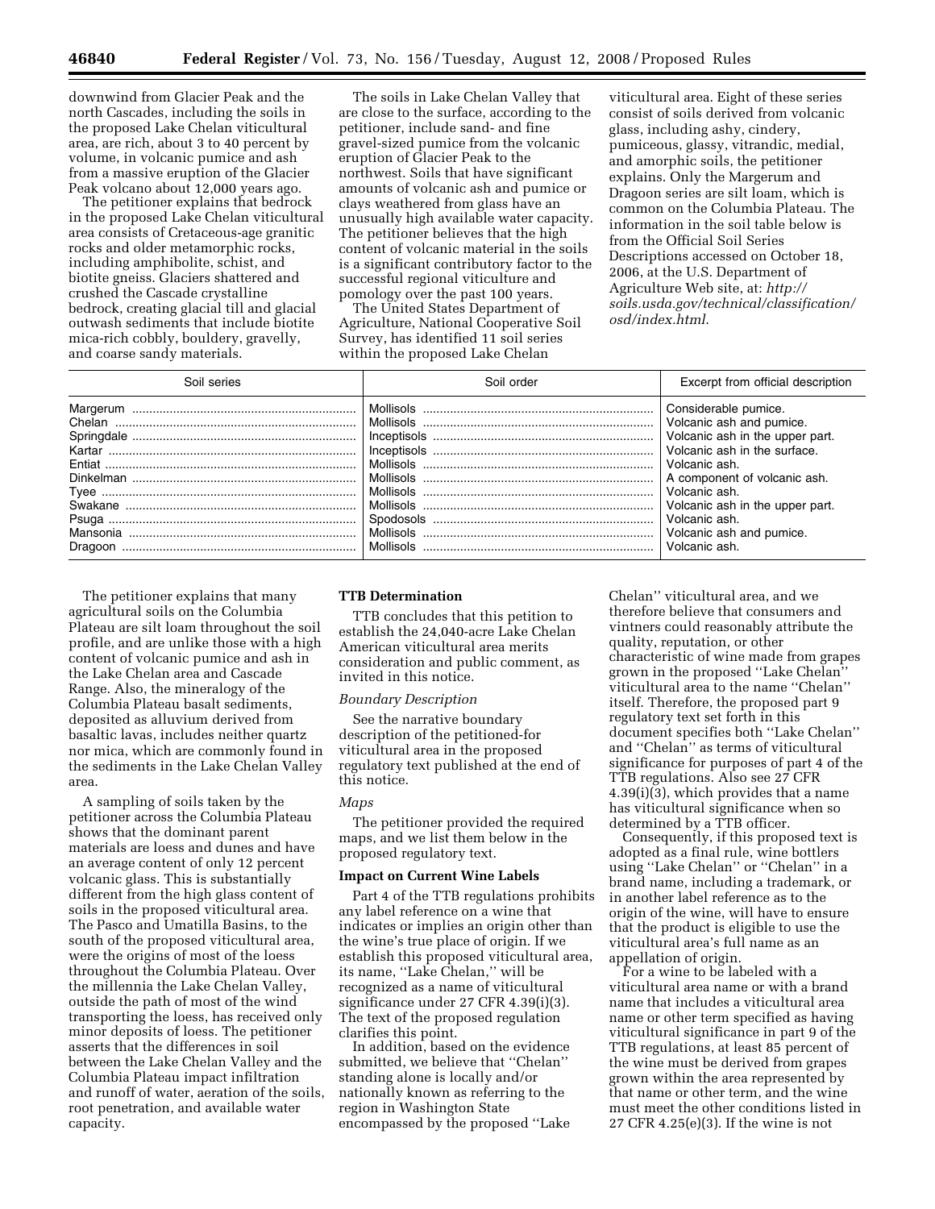downwind from Glacier Peak and the north Cascades, including the soils in the proposed Lake Chelan viticultural area, are rich, about 3 to 40 percent by volume, in volcanic pumice and ash from a massive eruption of the Glacier Peak volcano about 12,000 years ago.

The petitioner explains that bedrock in the proposed Lake Chelan viticultural area consists of Cretaceous-age granitic rocks and older metamorphic rocks, including amphibolite, schist, and biotite gneiss. Glaciers shattered and crushed the Cascade crystalline bedrock, creating glacial till and glacial outwash sediments that include biotite mica-rich cobbly, bouldery, gravelly, and coarse sandy materials.

The soils in Lake Chelan Valley that are close to the surface, according to the petitioner, include sand- and fine gravel-sized pumice from the volcanic eruption of Glacier Peak to the northwest. Soils that have significant amounts of volcanic ash and pumice or clays weathered from glass have an unusually high available water capacity. The petitioner believes that the high content of volcanic material in the soils is a significant contributory factor to the successful regional viticulture and pomology over the past 100 years.

The United States Department of Agriculture, National Cooperative Soil Survey, has identified 11 soil series within the proposed Lake Chelan viticultural area. Eight of these series consist of soils derived from volcanic glass, including ashy, cindery, pumiceous, glassy, vitrandic, medial, and amorphic soils, the petitioner explains. Only the Margerum and Dragoon series are silt loam, which is common on the Columbia Plateau. The information in the soil table below is from the Official Soil Series Descriptions accessed on October 18, 2006, at the U.S. Department of Agriculture Web site, at: *http://soils.usda.gov/technical/classification/osd/index.html*.

| Soil series | Soil order | Excerpt from official description |
|---|---|---|
| Margerum | Mollisols | Considerable pumice. |
| Chelan | Mollisols | Volcanic ash and pumice. |
| Springdale | Inceptisols | Volcanic ash in the upper part. |
| Kartar | Inceptisols | Volcanic ash in the surface. |
| Entiat | Mollisols | Volcanic ash. |
| Dinkelman | Mollisols | A component of volcanic ash. |
| Tyee | Mollisols | Volcanic ash. |
| Swakane | Mollisols | Volcanic ash in the upper part. |
| Psuga | Spodosols | Volcanic ash. |
| Mansonia | Mollisols | Volcanic ash and pumice. |
| Dragoon | Mollisols | Volcanic ash. |

The petitioner explains that many agricultural soils on the Columbia Plateau are silt loam throughout the soil profile, and are unlike those with a high content of volcanic pumice and ash in the Lake Chelan area and Cascade Range. Also, the mineralogy of the Columbia Plateau basalt sediments, deposited as alluvium derived from basaltic lavas, includes neither quartz nor mica, which are commonly found in the sediments in the Lake Chelan Valley area.

A sampling of soils taken by the petitioner across the Columbia Plateau shows that the dominant parent materials are loess and dunes and have an average content of only 12 percent volcanic glass. This is substantially different from the high glass content of soils in the proposed viticultural area. The Pasco and Umatilla Basins, to the south of the proposed viticultural area, were the origins of most of the loess throughout the Columbia Plateau. Over the millennia the Lake Chelan Valley, outside the path of most of the wind transporting the loess, has received only minor deposits of loess. The petitioner asserts that the differences in soil between the Lake Chelan Valley and the Columbia Plateau impact infiltration and runoff of water, aeration of the soils, root penetration, and available water capacity.

## TTB Determination

TTB concludes that this petition to establish the 24,040-acre Lake Chelan American viticultural area merits consideration and public comment, as invited in this notice.

### *Boundary Description*

See the narrative boundary description of the petitioned-for viticultural area in the proposed regulatory text published at the end of this notice.

### *Maps*

The petitioner provided the required maps, and we list them below in the proposed regulatory text.

## Impact on Current Wine Labels

Part 4 of the TTB regulations prohibits any label reference on a wine that indicates or implies an origin other than the wine's true place of origin. If we establish this proposed viticultural area, its name, ''Lake Chelan,'' will be recognized as a name of viticultural significance under 27 CFR 4.39(i)(3). The text of the proposed regulation clarifies this point.

In addition, based on the evidence submitted, we believe that ''Chelan'' standing alone is locally and/or nationally known as referring to the region in Washington State encompassed by the proposed ''Lake Chelan'' viticultural area, and we therefore believe that consumers and vintners could reasonably attribute the quality, reputation, or other characteristic of wine made from grapes grown in the proposed ''Lake Chelan'' viticultural area to the name ''Chelan'' itself. Therefore, the proposed part 9 regulatory text set forth in this document specifies both ''Lake Chelan'' and ''Chelan'' as terms of viticultural significance for purposes of part 4 of the TTB regulations. Also see 27 CFR 4.39(i)(3), which provides that a name has viticultural significance when so determined by a TTB officer.

Consequently, if this proposed text is adopted as a final rule, wine bottlers using ''Lake Chelan'' or ''Chelan'' in a brand name, including a trademark, or in another label reference as to the origin of the wine, will have to ensure that the product is eligible to use the viticultural area's full name as an appellation of origin.

For a wine to be labeled with a viticultural area name or with a brand name that includes a viticultural area name or other term specified as having viticultural significance in part 9 of the TTB regulations, at least 85 percent of the wine must be derived from grapes grown within the area represented by that name or other term, and the wine must meet the other conditions listed in 27 CFR 4.25(e)(3). If the wine is not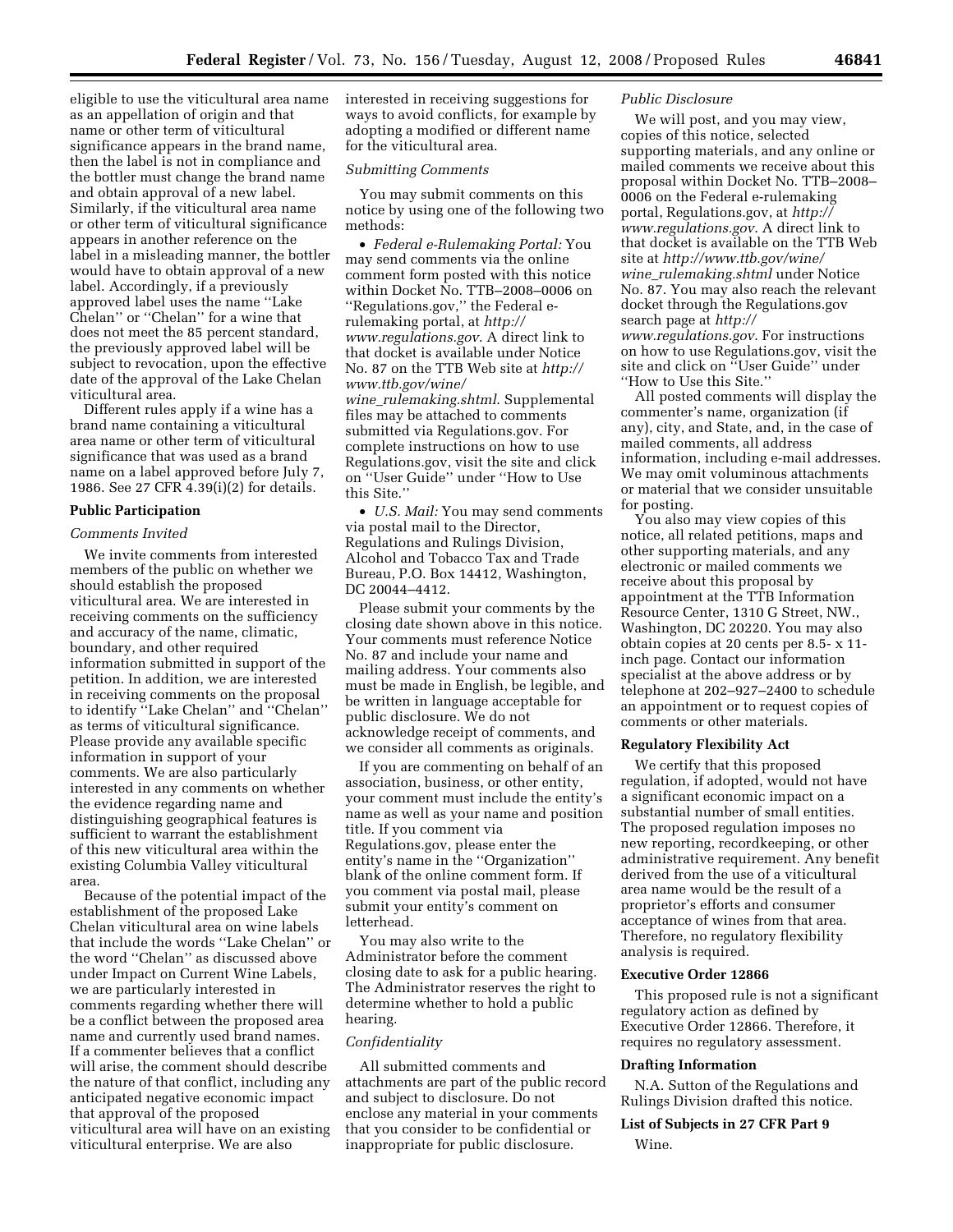eligible to use the viticultural area name as an appellation of origin and that name or other term of viticultural significance appears in the brand name, then the label is not in compliance and the bottler must change the brand name and obtain approval of a new label. Similarly, if the viticultural area name or other term of viticultural significance appears in another reference on the label in a misleading manner, the bottler would have to obtain approval of a new label. Accordingly, if a previously approved label uses the name ''Lake Chelan'' or ''Chelan'' for a wine that does not meet the 85 percent standard, the previously approved label will be subject to revocation, upon the effective date of the approval of the Lake Chelan viticultural area.

Different rules apply if a wine has a brand name containing a viticultural area name or other term of viticultural significance that was used as a brand name on a label approved before July 7, 1986. See 27 CFR 4.39(i)(2) for details.

## Public Participation

### *Comments Invited*

We invite comments from interested members of the public on whether we should establish the proposed viticultural area. We are interested in receiving comments on the sufficiency and accuracy of the name, climatic, boundary, and other required information submitted in support of the petition. In addition, we are interested in receiving comments on the proposal to identify ''Lake Chelan'' and ''Chelan'' as terms of viticultural significance. Please provide any available specific information in support of your comments. We are also particularly interested in any comments on whether the evidence regarding name and distinguishing geographical features is sufficient to warrant the establishment of this new viticultural area within the existing Columbia Valley viticultural area.

Because of the potential impact of the establishment of the proposed Lake Chelan viticultural area on wine labels that include the words ''Lake Chelan'' or the word ''Chelan'' as discussed above under Impact on Current Wine Labels, we are particularly interested in comments regarding whether there will be a conflict between the proposed area name and currently used brand names. If a commenter believes that a conflict will arise, the comment should describe the nature of that conflict, including any anticipated negative economic impact that approval of the proposed viticultural area will have on an existing viticultural enterprise. We are also interested in receiving suggestions for ways to avoid conflicts, for example by adopting a modified or different name for the viticultural area.

### *Submitting Comments*

You may submit comments on this notice by using one of the following two methods:

- *Federal e-Rulemaking Portal:* You may send comments via the online comment form posted with this notice within Docket No. TTB–2008–0006 on ''Regulations.gov,'' the Federal e-rulemaking portal, at *http://www.regulations.gov*. A direct link to that docket is available under Notice No. 87 on the TTB Web site at *http://www.ttb.gov/wine/wine_rulemaking.shtml*. Supplemental files may be attached to comments submitted via Regulations.gov. For complete instructions on how to use Regulations.gov, visit the site and click on ''User Guide'' under ''How to Use this Site.''
- *U.S. Mail:* You may send comments via postal mail to the Director, Regulations and Rulings Division, Alcohol and Tobacco Tax and Trade Bureau, P.O. Box 14412, Washington, DC 20044–4412.

Please submit your comments by the closing date shown above in this notice. Your comments must reference Notice No. 87 and include your name and mailing address. Your comments also must be made in English, be legible, and be written in language acceptable for public disclosure. We do not acknowledge receipt of comments, and we consider all comments as originals.

If you are commenting on behalf of an association, business, or other entity, your comment must include the entity's name as well as your name and position title. If you comment via Regulations.gov, please enter the entity's name in the ''Organization'' blank of the online comment form. If you comment via postal mail, please submit your entity's comment on letterhead.

You may also write to the Administrator before the comment closing date to ask for a public hearing. The Administrator reserves the right to determine whether to hold a public hearing.

### *Confidentiality*

All submitted comments and attachments are part of the public record and subject to disclosure. Do not enclose any material in your comments that you consider to be confidential or inappropriate for public disclosure.

### *Public Disclosure*

We will post, and you may view, copies of this notice, selected supporting materials, and any online or mailed comments we receive about this proposal within Docket No. TTB–2008–0006 on the Federal e-rulemaking portal, Regulations.gov, at *http://www.regulations.gov*. A direct link to that docket is available on the TTB Web site at *http://www.ttb.gov/wine/wine_rulemaking.shtml* under Notice No. 87. You may also reach the relevant docket through the Regulations.gov search page at *http://www.regulations.gov*. For instructions on how to use Regulations.gov, visit the site and click on ''User Guide'' under ''How to Use this Site.''

All posted comments will display the commenter's name, organization (if any), city, and State, and, in the case of mailed comments, all address information, including e-mail addresses. We may omit voluminous attachments or material that we consider unsuitable for posting.

You also may view copies of this notice, all related petitions, maps and other supporting materials, and any electronic or mailed comments we receive about this proposal by appointment at the TTB Information Resource Center, 1310 G Street, NW., Washington, DC 20220. You may also obtain copies at 20 cents per 8.5- x 11-inch page. Contact our information specialist at the above address or by telephone at 202–927–2400 to schedule an appointment or to request copies of comments or other materials.

## Regulatory Flexibility Act

We certify that this proposed regulation, if adopted, would not have a significant economic impact on a substantial number of small entities. The proposed regulation imposes no new reporting, recordkeeping, or other administrative requirement. Any benefit derived from the use of a viticultural area name would be the result of a proprietor's efforts and consumer acceptance of wines from that area. Therefore, no regulatory flexibility analysis is required.

## Executive Order 12866

This proposed rule is not a significant regulatory action as defined by Executive Order 12866. Therefore, it requires no regulatory assessment.

## Drafting Information

N.A. Sutton of the Regulations and Rulings Division drafted this notice.

## List of Subjects in 27 CFR Part 9

Wine.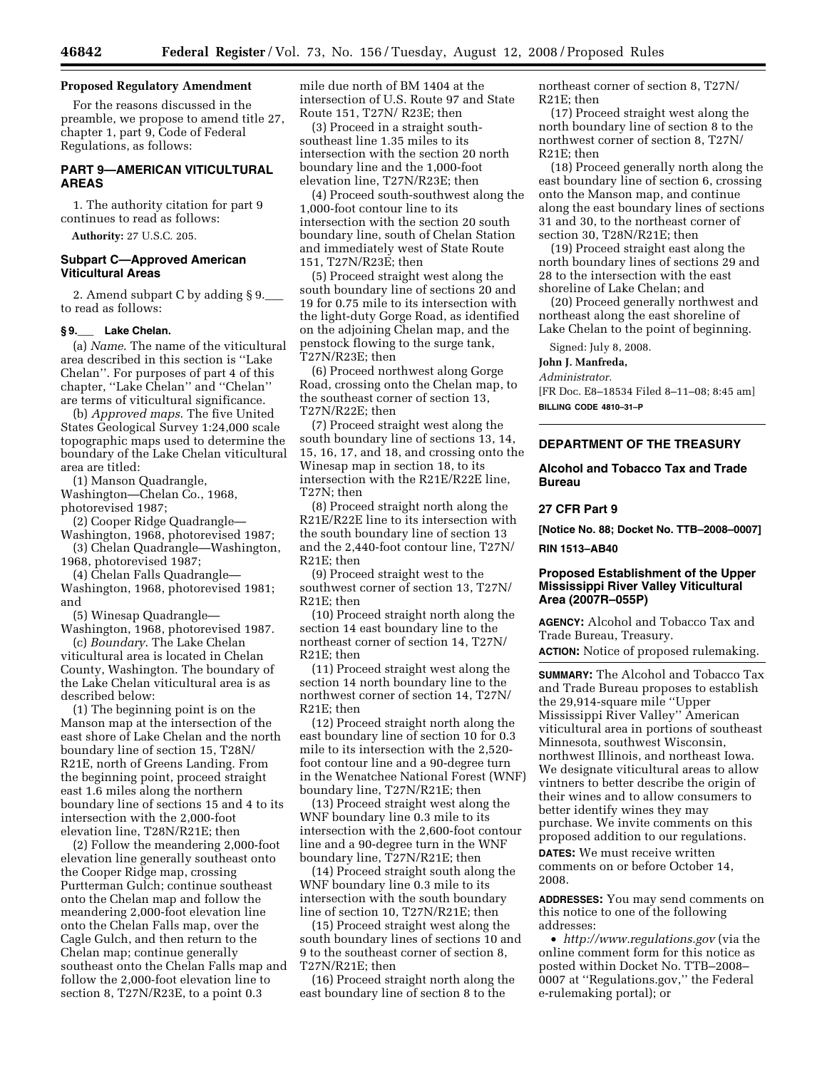**Proposed Regulatory Amendment**

For the reasons discussed in the preamble, we propose to amend title 27, chapter 1, part 9, Code of Federal Regulations, as follows:

## PART 9—AMERICAN VITICULTURAL AREAS

1. The authority citation for part 9 continues to read as follows:

**Authority:** 27 U.S.C. 205.

### Subpart C—Approved American Viticultural Areas

2. Amend subpart C by adding § 9.___ to read as follows:

**§ 9.___ Lake Chelan.**

(a) *Name*. The name of the viticultural area described in this section is ''Lake Chelan''. For purposes of part 4 of this chapter, ''Lake Chelan'' and ''Chelan'' are terms of viticultural significance.

(b) *Approved maps*. The five United States Geological Survey 1:24,000 scale topographic maps used to determine the boundary of the Lake Chelan viticultural area are titled:

(1) Manson Quadrangle, Washington—Chelan Co., 1968, photorevised 1987;

(2) Cooper Ridge Quadrangle—Washington, 1968, photorevised 1987;

(3) Chelan Quadrangle—Washington, 1968, photorevised 1987;

(4) Chelan Falls Quadrangle—Washington, 1968, photorevised 1981; and

(5) Winesap Quadrangle—Washington, 1968, photorevised 1987.

(c) *Boundary*. The Lake Chelan viticultural area is located in Chelan County, Washington. The boundary of the Lake Chelan viticultural area is as described below:

(1) The beginning point is on the Manson map at the intersection of the east shore of Lake Chelan and the north boundary line of section 15, T28N/R21E, north of Greens Landing. From the beginning point, proceed straight east 1.6 miles along the northern boundary line of sections 15 and 4 to its intersection with the 2,000-foot elevation line, T28N/R21E; then

(2) Follow the meandering 2,000-foot elevation line generally southeast onto the Cooper Ridge map, crossing Purtterman Gulch; continue southeast onto the Chelan map and follow the meandering 2,000-foot elevation line onto the Chelan Falls map, over the Cagle Gulch, and then return to the Chelan map; continue generally southeast onto the Chelan Falls map and follow the 2,000-foot elevation line to section 8, T27N/R23E, to a point 0.3 mile due north of BM 1404 at the intersection of U.S. Route 97 and State Route 151, T27N/ R23E; then

(3) Proceed in a straight south-southeast line 1.35 miles to its intersection with the section 20 north boundary line and the 1,000-foot elevation line, T27N/R23E; then

(4) Proceed south-southwest along the 1,000-foot contour line to its intersection with the section 20 south boundary line, south of Chelan Station and immediately west of State Route 151, T27N/R23E; then

(5) Proceed straight west along the south boundary line of sections 20 and 19 for 0.75 mile to its intersection with the light-duty Gorge Road, as identified on the adjoining Chelan map, and the penstock flowing to the surge tank, T27N/R23E; then

(6) Proceed northwest along Gorge Road, crossing onto the Chelan map, to the southeast corner of section 13, T27N/R22E; then

(7) Proceed straight west along the south boundary line of sections 13, 14, 15, 16, 17, and 18, and crossing onto the Winesap map in section 18, to its intersection with the R21E/R22E line, T27N; then

(8) Proceed straight north along the R21E/R22E line to its intersection with the south boundary line of section 13 and the 2,440-foot contour line, T27N/R21E; then

(9) Proceed straight west to the southwest corner of section 13, T27N/R21E; then

(10) Proceed straight north along the section 14 east boundary line to the northeast corner of section 14, T27N/R21E; then

(11) Proceed straight west along the section 14 north boundary line to the northwest corner of section 14, T27N/R21E; then

(12) Proceed straight north along the east boundary line of section 10 for 0.3 mile to its intersection with the 2,520-foot contour line and a 90-degree turn in the Wenatchee National Forest (WNF) boundary line, T27N/R21E; then

(13) Proceed straight west along the WNF boundary line 0.3 mile to its intersection with the 2,600-foot contour line and a 90-degree turn in the WNF boundary line, T27N/R21E; then

(14) Proceed straight south along the WNF boundary line 0.3 mile to its intersection with the south boundary line of section 10, T27N/R21E; then

(15) Proceed straight west along the south boundary lines of sections 10 and 9 to the southeast corner of section 8, T27N/R21E; then

(16) Proceed straight north along the east boundary line of section 8 to the northeast corner of section 8, T27N/R21E; then

(17) Proceed straight west along the north boundary line of section 8 to the northwest corner of section 8, T27N/R21E; then

(18) Proceed generally north along the east boundary line of section 6, crossing onto the Manson map, and continue along the east boundary lines of sections 31 and 30, to the northeast corner of section 30, T28N/R21E; then

(19) Proceed straight east along the north boundary lines of sections 29 and 28 to the intersection with the east shoreline of Lake Chelan; and

(20) Proceed generally northwest and northeast along the east shoreline of Lake Chelan to the point of beginning.

Signed: July 8, 2008.

**John J. Manfreda,**

*Administrator.*

[FR Doc. E8–18534 Filed 8–11–08; 8:45 am]

**BILLING CODE 4810–31–P**

---

## DEPARTMENT OF THE TREASURY

### Alcohol and Tobacco Tax and Trade Bureau

### 27 CFR Part 9

**[Notice No. 88; Docket No. TTB–2008–0007]**

**RIN 1513–AB40**

### Proposed Establishment of the Upper Mississippi River Valley Viticultural Area (2007R–055P)

**AGENCY:** Alcohol and Tobacco Tax and Trade Bureau, Treasury.

**ACTION:** Notice of proposed rulemaking.

**SUMMARY:** The Alcohol and Tobacco Tax and Trade Bureau proposes to establish the 29,914-square mile ''Upper Mississippi River Valley'' American viticultural area in portions of southeast Minnesota, southwest Wisconsin, northwest Illinois, and northeast Iowa. We designate viticultural areas to allow vintners to better describe the origin of their wines and to allow consumers to better identify wines they may purchase. We invite comments on this proposed addition to our regulations.

**DATES:** We must receive written comments on or before October 14, 2008.

**ADDRESSES:** You may send comments on this notice to one of the following addresses:

- *http://www.regulations.gov* (via the online comment form for this notice as posted within Docket No. TTB–2008–0007 at ''Regulations.gov,'' the Federal e-rulemaking portal); or